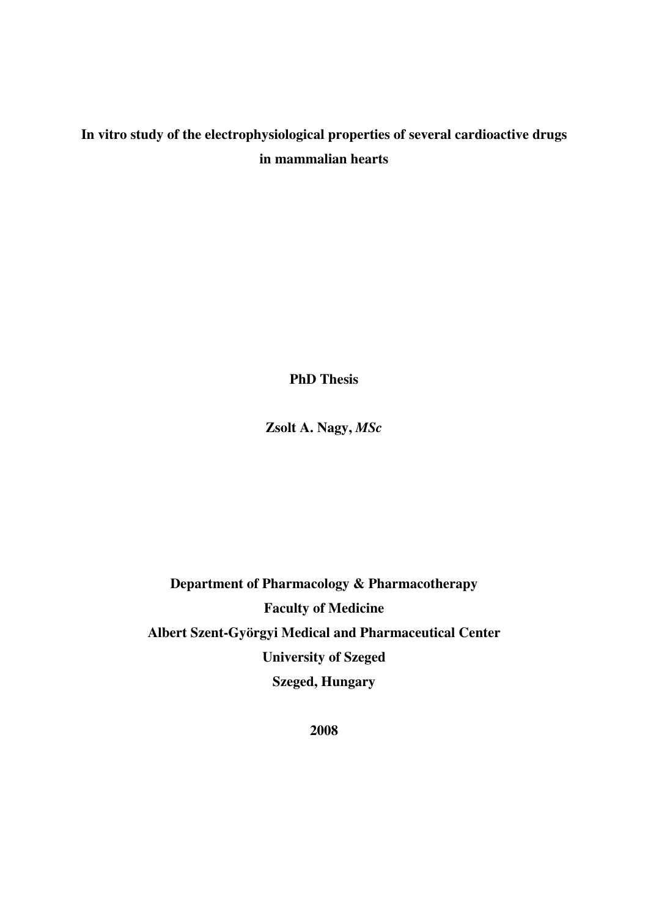# In vitro study of the electrophysiological properties of several cardioactive drugs in mammalian hearts

**PhD Thesis**

**Zsolt A. Nagy,** ***MSc***

**Department of Pharmacology & Pharmacotherapy**

**Faculty of Medicine**

**Albert Szent-Györgyi Medical and Pharmaceutical Center**

**University of Szeged**

**Szeged, Hungary**

**2008**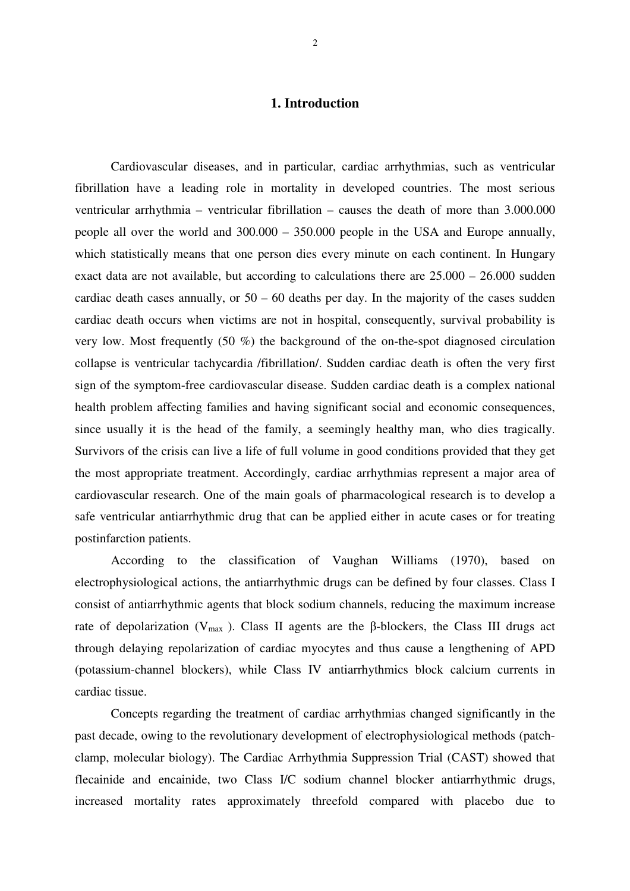# 1. Introduction

Cardiovascular diseases, and in particular, cardiac arrhythmias, such as ventricular fibrillation have a leading role in mortality in developed countries. The most serious ventricular arrhythmia – ventricular fibrillation – causes the death of more than 3.000.000 people all over the world and 300.000 – 350.000 people in the USA and Europe annually, which statistically means that one person dies every minute on each continent. In Hungary exact data are not available, but according to calculations there are 25.000 – 26.000 sudden cardiac death cases annually, or 50 – 60 deaths per day. In the majority of the cases sudden cardiac death occurs when victims are not in hospital, consequently, survival probability is very low. Most frequently (50 %) the background of the on-the-spot diagnosed circulation collapse is ventricular tachycardia /fibrillation/. Sudden cardiac death is often the very first sign of the symptom-free cardiovascular disease. Sudden cardiac death is a complex national health problem affecting families and having significant social and economic consequences, since usually it is the head of the family, a seemingly healthy man, who dies tragically. Survivors of the crisis can live a life of full volume in good conditions provided that they get the most appropriate treatment. Accordingly, cardiac arrhythmias represent a major area of cardiovascular research. One of the main goals of pharmacological research is to develop a safe ventricular antiarrhythmic drug that can be applied either in acute cases or for treating postinfarction patients.

According to the classification of Vaughan Williams (1970), based on electrophysiological actions, the antiarrhythmic drugs can be defined by four classes. Class I consist of antiarrhythmic agents that block sodium channels, reducing the maximum increase rate of depolarization ($V_{max}$ ). Class II agents are the β-blockers, the Class III drugs act through delaying repolarization of cardiac myocytes and thus cause a lengthening of APD (potassium-channel blockers), while Class IV antiarrhythmics block calcium currents in cardiac tissue.

Concepts regarding the treatment of cardiac arrhythmias changed significantly in the past decade, owing to the revolutionary development of electrophysiological methods (patch-clamp, molecular biology). The Cardiac Arrhythmia Suppression Trial (CAST) showed that flecainide and encainide, two Class I/C sodium channel blocker antiarrhythmic drugs, increased mortality rates approximately threefold compared with placebo due to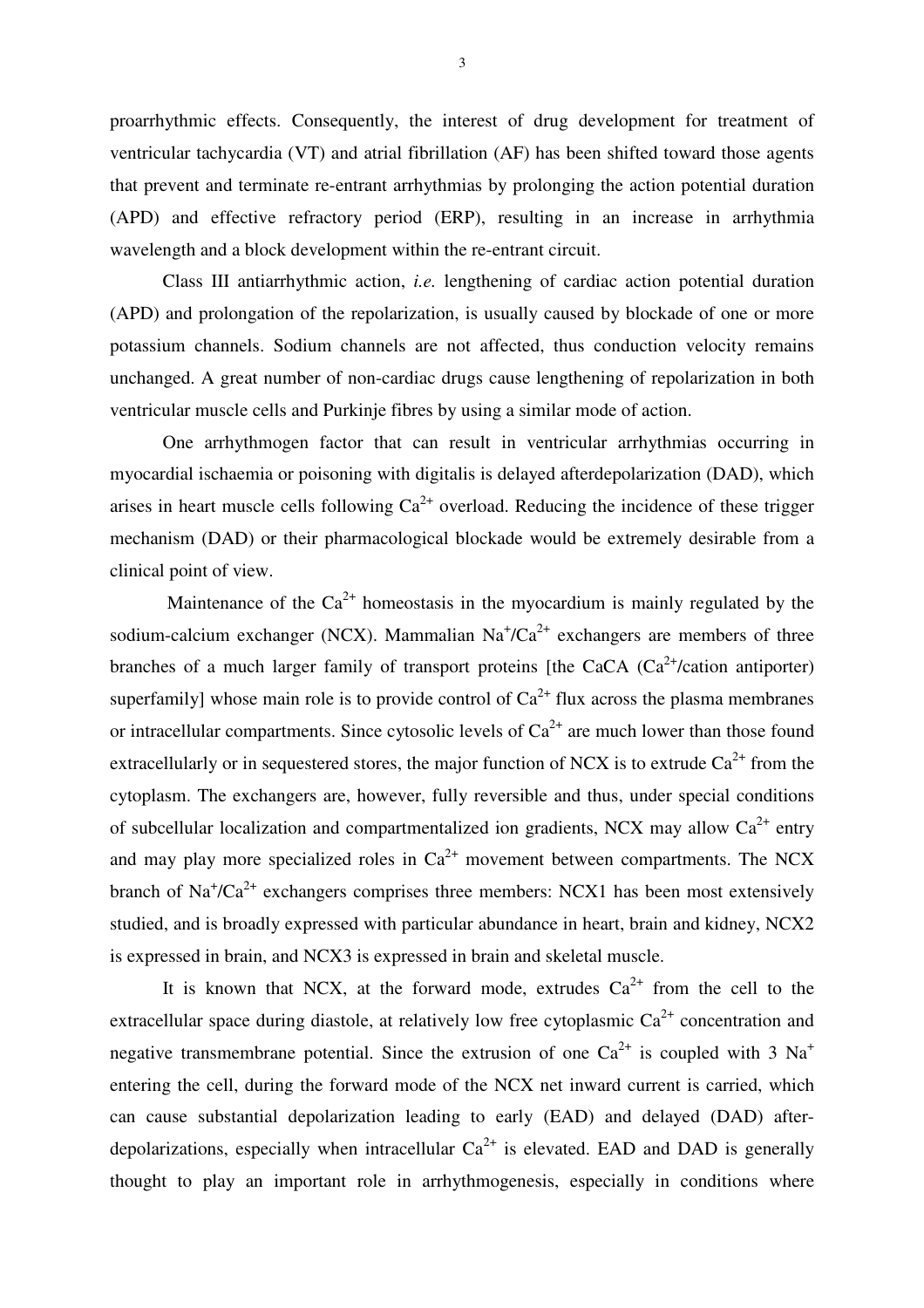proarrhythmic effects. Consequently, the interest of drug development for treatment of ventricular tachycardia (VT) and atrial fibrillation (AF) has been shifted toward those agents that prevent and terminate re-entrant arrhythmias by prolonging the action potential duration (APD) and effective refractory period (ERP), resulting in an increase in arrhythmia wavelength and a block development within the re-entrant circuit.

Class III antiarrhythmic action, *i.e.* lengthening of cardiac action potential duration (APD) and prolongation of the repolarization, is usually caused by blockade of one or more potassium channels. Sodium channels are not affected, thus conduction velocity remains unchanged. A great number of non-cardiac drugs cause lengthening of repolarization in both ventricular muscle cells and Purkinje fibres by using a similar mode of action.

One arrhythmogen factor that can result in ventricular arrhythmias occurring in myocardial ischaemia or poisoning with digitalis is delayed afterdepolarization (DAD), which arises in heart muscle cells following $Ca^{2+}$ overload. Reducing the incidence of these trigger mechanism (DAD) or their pharmacological blockade would be extremely desirable from a clinical point of view.

Maintenance of the $Ca^{2+}$ homeostasis in the myocardium is mainly regulated by the sodium-calcium exchanger (NCX). Mammalian $Na^{+}/Ca^{2+}$ exchangers are members of three branches of a much larger family of transport proteins [the CaCA ($Ca^{2+}$/cation antiporter) superfamily] whose main role is to provide control of $Ca^{2+}$ flux across the plasma membranes or intracellular compartments. Since cytosolic levels of $Ca^{2+}$ are much lower than those found extracellularly or in sequestered stores, the major function of NCX is to extrude $Ca^{2+}$ from the cytoplasm. The exchangers are, however, fully reversible and thus, under special conditions of subcellular localization and compartmentalized ion gradients, NCX may allow $Ca^{2+}$ entry and may play more specialized roles in $Ca^{2+}$ movement between compartments. The NCX branch of $Na^{+}/Ca^{2+}$ exchangers comprises three members: NCX1 has been most extensively studied, and is broadly expressed with particular abundance in heart, brain and kidney, NCX2 is expressed in brain, and NCX3 is expressed in brain and skeletal muscle.

It is known that NCX, at the forward mode, extrudes $Ca^{2+}$ from the cell to the extracellular space during diastole, at relatively low free cytoplasmic $Ca^{2+}$ concentration and negative transmembrane potential. Since the extrusion of one $Ca^{2+}$ is coupled with 3 $Na^{+}$ entering the cell, during the forward mode of the NCX net inward current is carried, which can cause substantial depolarization leading to early (EAD) and delayed (DAD) after-depolarizations, especially when intracellular $Ca^{2+}$ is elevated. EAD and DAD is generally thought to play an important role in arrhythmogenesis, especially in conditions where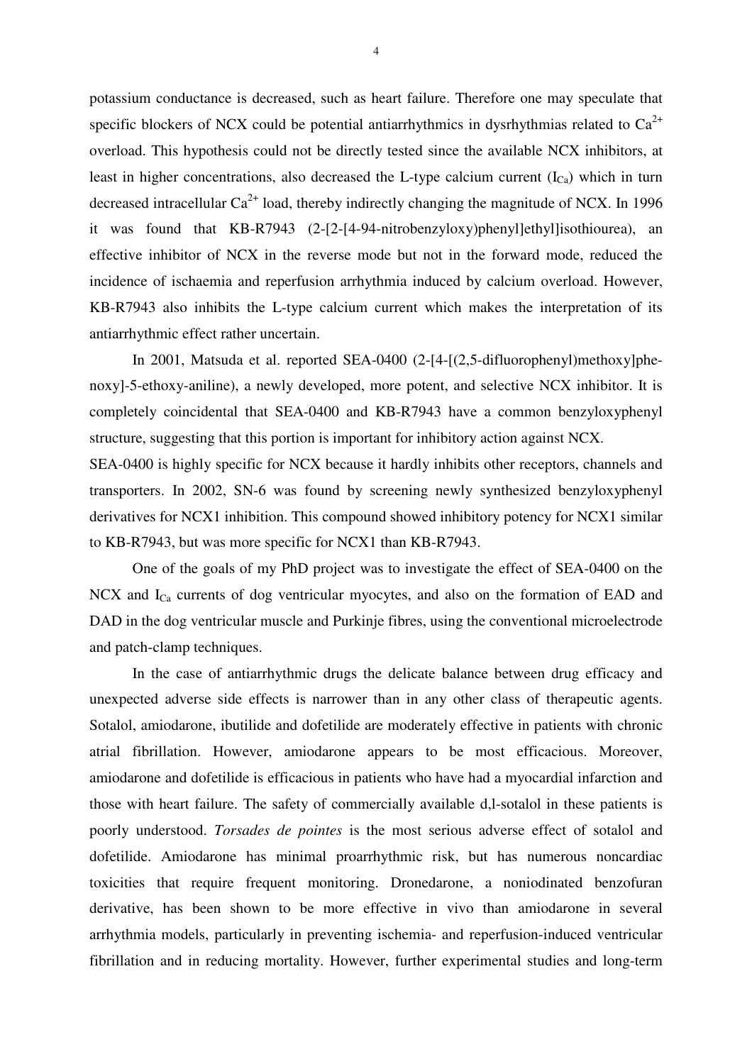potassium conductance is decreased, such as heart failure. Therefore one may speculate that specific blockers of NCX could be potential antiarrhythmics in dysrhythmias related to $Ca^{2+}$ overload. This hypothesis could not be directly tested since the available NCX inhibitors, at least in higher concentrations, also decreased the L-type calcium current ($I_{Ca}$) which in turn decreased intracellular $Ca^{2+}$ load, thereby indirectly changing the magnitude of NCX. In 1996 it was found that KB-R7943 (2-[2-[4-94-nitrobenzyloxy)phenyl]ethyl]isothiourea), an effective inhibitor of NCX in the reverse mode but not in the forward mode, reduced the incidence of ischaemia and reperfusion arrhythmia induced by calcium overload. However, KB-R7943 also inhibits the L-type calcium current which makes the interpretation of its antiarrhythmic effect rather uncertain.

In 2001, Matsuda et al. reported SEA-0400 (2-[4-[(2,5-difluorophenyl)methoxy]phenoxy]-5-ethoxy-aniline), a newly developed, more potent, and selective NCX inhibitor. It is completely coincidental that SEA-0400 and KB-R7943 have a common benzyloxyphenyl structure, suggesting that this portion is important for inhibitory action against NCX.

SEA-0400 is highly specific for NCX because it hardly inhibits other receptors, channels and transporters. In 2002, SN-6 was found by screening newly synthesized benzyloxyphenyl derivatives for NCX1 inhibition. This compound showed inhibitory potency for NCX1 similar to KB-R7943, but was more specific for NCX1 than KB-R7943.

One of the goals of my PhD project was to investigate the effect of SEA-0400 on the NCX and $I_{Ca}$ currents of dog ventricular myocytes, and also on the formation of EAD and DAD in the dog ventricular muscle and Purkinje fibres, using the conventional microelectrode and patch-clamp techniques.

In the case of antiarrhythmic drugs the delicate balance between drug efficacy and unexpected adverse side effects is narrower than in any other class of therapeutic agents. Sotalol, amiodarone, ibutilide and dofetilide are moderately effective in patients with chronic atrial fibrillation. However, amiodarone appears to be most efficacious. Moreover, amiodarone and dofetilide is efficacious in patients who have had a myocardial infarction and those with heart failure. The safety of commercially available d,l-sotalol in these patients is poorly understood. *Torsades de pointes* is the most serious adverse effect of sotalol and dofetilide. Amiodarone has minimal proarrhythmic risk, but has numerous noncardiac toxicities that require frequent monitoring. Dronedarone, a noniodinated benzofuran derivative, has been shown to be more effective in vivo than amiodarone in several arrhythmia models, particularly in preventing ischemia- and reperfusion-induced ventricular fibrillation and in reducing mortality. However, further experimental studies and long-term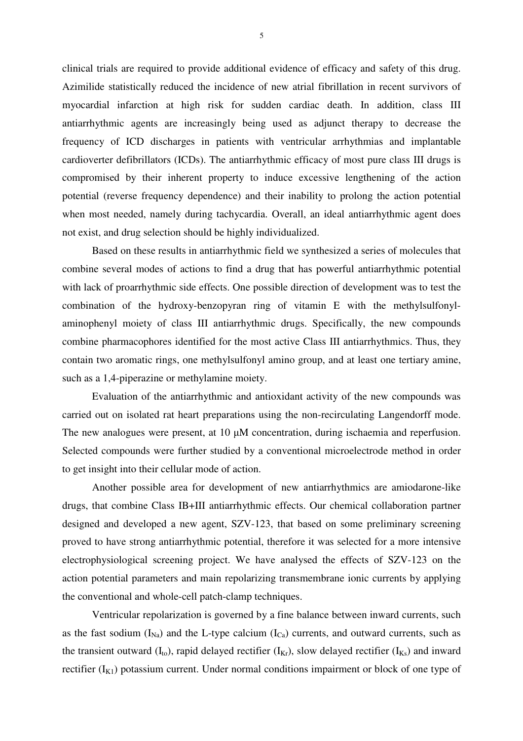clinical trials are required to provide additional evidence of efficacy and safety of this drug. Azimilide statistically reduced the incidence of new atrial fibrillation in recent survivors of myocardial infarction at high risk for sudden cardiac death. In addition, class III antiarrhythmic agents are increasingly being used as adjunct therapy to decrease the frequency of ICD discharges in patients with ventricular arrhythmias and implantable cardioverter defibrillators (ICDs). The antiarrhythmic efficacy of most pure class III drugs is compromised by their inherent property to induce excessive lengthening of the action potential (reverse frequency dependence) and their inability to prolong the action potential when most needed, namely during tachycardia. Overall, an ideal antiarrhythmic agent does not exist, and drug selection should be highly individualized.

Based on these results in antiarrhythmic field we synthesized a series of molecules that combine several modes of actions to find a drug that has powerful antiarrhythmic potential with lack of proarrhythmic side effects. One possible direction of development was to test the combination of the hydroxy-benzopyran ring of vitamin E with the methylsulfonyl-aminophenyl moiety of class III antiarrhythmic drugs. Specifically, the new compounds combine pharmacophores identified for the most active Class III antiarrhythmics. Thus, they contain two aromatic rings, one methylsulfonyl amino group, and at least one tertiary amine, such as a 1,4-piperazine or methylamine moiety.

Evaluation of the antiarrhythmic and antioxidant activity of the new compounds was carried out on isolated rat heart preparations using the non-recirculating Langendorff mode. The new analogues were present, at 10 μM concentration, during ischaemia and reperfusion. Selected compounds were further studied by a conventional microelectrode method in order to get insight into their cellular mode of action.

Another possible area for development of new antiarrhythmics are amiodarone-like drugs, that combine Class IB+III antiarrhythmic effects. Our chemical collaboration partner designed and developed a new agent, SZV-123, that based on some preliminary screening proved to have strong antiarrhythmic potential, therefore it was selected for a more intensive electrophysiological screening project. We have analysed the effects of SZV-123 on the action potential parameters and main repolarizing transmembrane ionic currents by applying the conventional and whole-cell patch-clamp techniques.

Ventricular repolarization is governed by a fine balance between inward currents, such as the fast sodium ($I_{Na}$) and the L-type calcium ($I_{Ca}$) currents, and outward currents, such as the transient outward ($I_{to}$), rapid delayed rectifier ($I_{Kr}$), slow delayed rectifier ($I_{Ks}$) and inward rectifier ($I_{K1}$) potassium current. Under normal conditions impairment or block of one type of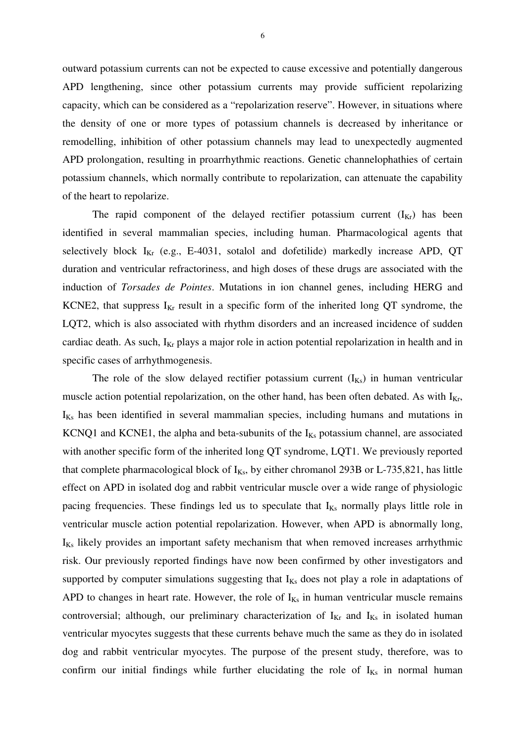outward potassium currents can not be expected to cause excessive and potentially dangerous APD lengthening, since other potassium currents may provide sufficient repolarizing capacity, which can be considered as a "repolarization reserve". However, in situations where the density of one or more types of potassium channels is decreased by inheritance or remodelling, inhibition of other potassium channels may lead to unexpectedly augmented APD prolongation, resulting in proarrhythmic reactions. Genetic channelophathies of certain potassium channels, which normally contribute to repolarization, can attenuate the capability of the heart to repolarize.

The rapid component of the delayed rectifier potassium current ($I_{Kr}$) has been identified in several mammalian species, including human. Pharmacological agents that selectively block $I_{Kr}$ (e.g., E-4031, sotalol and dofetilide) markedly increase APD, QT duration and ventricular refractoriness, and high doses of these drugs are associated with the induction of *Torsades de Pointes*. Mutations in ion channel genes, including HERG and KCNE2, that suppress $I_{Kr}$ result in a specific form of the inherited long QT syndrome, the LQT2, which is also associated with rhythm disorders and an increased incidence of sudden cardiac death. As such, $I_{Kr}$ plays a major role in action potential repolarization in health and in specific cases of arrhythmogenesis.

The role of the slow delayed rectifier potassium current ($I_{Ks}$) in human ventricular muscle action potential repolarization, on the other hand, has been often debated. As with $I_{Kr}$, $I_{Ks}$ has been identified in several mammalian species, including humans and mutations in KCNQ1 and KCNE1, the alpha and beta-subunits of the $I_{Ks}$ potassium channel, are associated with another specific form of the inherited long QT syndrome, LQT1. We previously reported that complete pharmacological block of $I_{Ks}$, by either chromanol 293B or L-735,821, has little effect on APD in isolated dog and rabbit ventricular muscle over a wide range of physiologic pacing frequencies. These findings led us to speculate that $I_{Ks}$ normally plays little role in ventricular muscle action potential repolarization. However, when APD is abnormally long, $I_{Ks}$ likely provides an important safety mechanism that when removed increases arrhythmic risk. Our previously reported findings have now been confirmed by other investigators and supported by computer simulations suggesting that $I_{Ks}$ does not play a role in adaptations of APD to changes in heart rate. However, the role of $I_{Ks}$ in human ventricular muscle remains controversial; although, our preliminary characterization of $I_{Kr}$ and $I_{Ks}$ in isolated human ventricular myocytes suggests that these currents behave much the same as they do in isolated dog and rabbit ventricular myocytes. The purpose of the present study, therefore, was to confirm our initial findings while further elucidating the role of $I_{Ks}$ in normal human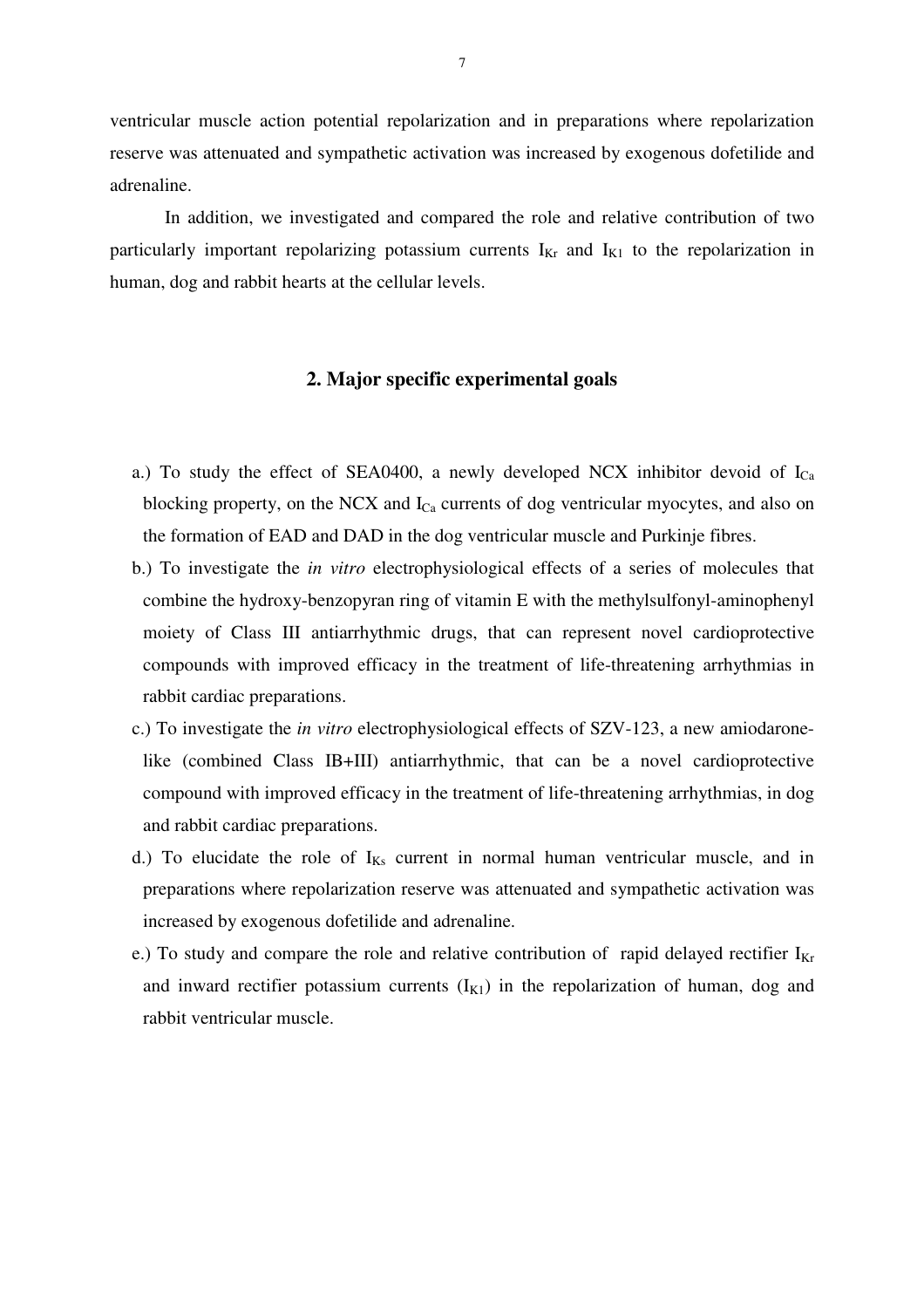ventricular muscle action potential repolarization and in preparations where repolarization reserve was attenuated and sympathetic activation was increased by exogenous dofetilide and adrenaline.

In addition, we investigated and compared the role and relative contribution of two particularly important repolarizing potassium currents $I_{Kr}$ and $I_{K1}$ to the repolarization in human, dog and rabbit hearts at the cellular levels.

## 2. Major specific experimental goals

a.) To study the effect of SEA0400, a newly developed NCX inhibitor devoid of $I_{Ca}$ blocking property, on the NCX and $I_{Ca}$ currents of dog ventricular myocytes, and also on the formation of EAD and DAD in the dog ventricular muscle and Purkinje fibres.

b.) To investigate the *in vitro* electrophysiological effects of a series of molecules that combine the hydroxy-benzopyran ring of vitamin E with the methylsulfonyl-aminophenyl moiety of Class III antiarrhythmic drugs, that can represent novel cardioprotective compounds with improved efficacy in the treatment of life-threatening arrhythmias in rabbit cardiac preparations.

c.) To investigate the *in vitro* electrophysiological effects of SZV-123, a new amiodarone-like (combined Class IB+III) antiarrhythmic, that can be a novel cardioprotective compound with improved efficacy in the treatment of life-threatening arrhythmias, in dog and rabbit cardiac preparations.

d.) To elucidate the role of $I_{Ks}$ current in normal human ventricular muscle, and in preparations where repolarization reserve was attenuated and sympathetic activation was increased by exogenous dofetilide and adrenaline.

e.) To study and compare the role and relative contribution of rapid delayed rectifier $I_{Kr}$ and inward rectifier potassium currents ($I_{K1}$) in the repolarization of human, dog and rabbit ventricular muscle.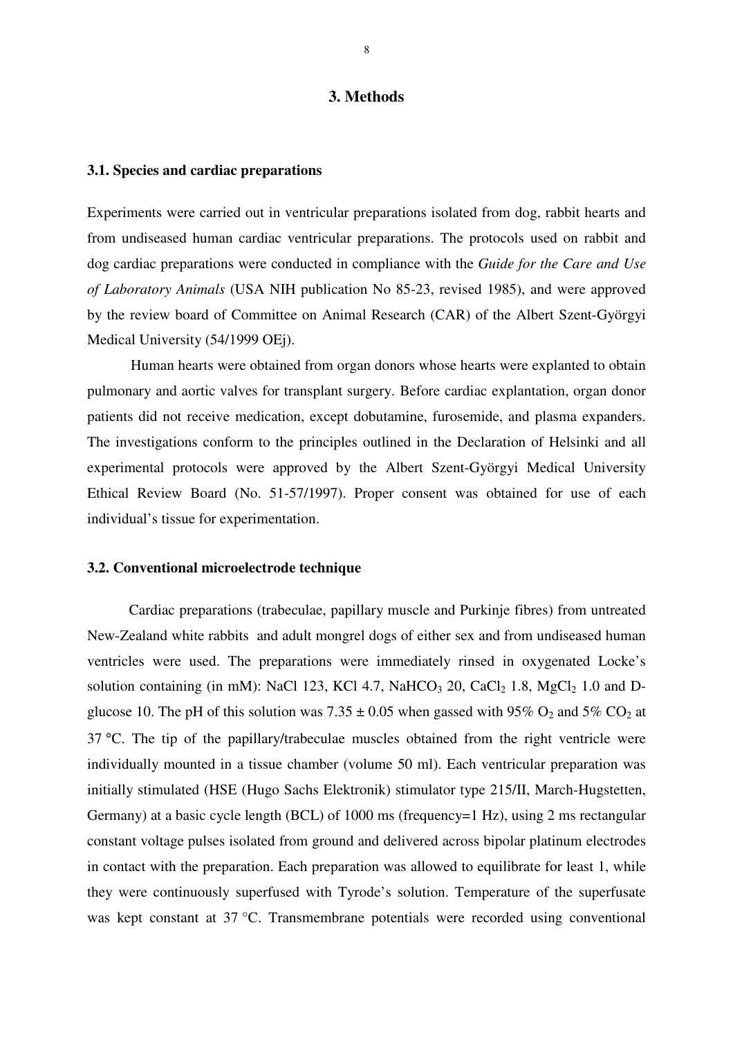# 3. Methods

## 3.1. Species and cardiac preparations

Experiments were carried out in ventricular preparations isolated from dog, rabbit hearts and from undiseased human cardiac ventricular preparations. The protocols used on rabbit and dog cardiac preparations were conducted in compliance with the *Guide for the Care and Use of Laboratory Animals* (USA NIH publication No 85-23, revised 1985), and were approved by the review board of Committee on Animal Research (CAR) of the Albert Szent-Györgyi Medical University (54/1999 OEj).

Human hearts were obtained from organ donors whose hearts were explanted to obtain pulmonary and aortic valves for transplant surgery. Before cardiac explantation, organ donor patients did not receive medication, except dobutamine, furosemide, and plasma expanders. The investigations conform to the principles outlined in the Declaration of Helsinki and all experimental protocols were approved by the Albert Szent-Györgyi Medical University Ethical Review Board (No. 51-57/1997). Proper consent was obtained for use of each individual's tissue for experimentation.

## 3.2. Conventional microelectrode technique

Cardiac preparations (trabeculae, papillary muscle and Purkinje fibres) from untreated New-Zealand white rabbits and adult mongrel dogs of either sex and from undiseased human ventricles were used. The preparations were immediately rinsed in oxygenated Locke's solution containing (in mM): NaCl 123, KCl 4.7, $NaHCO_3$ 20, $CaCl_2$ 1.8, $MgCl_2$ 1.0 and D-glucose 10. The pH of this solution was 7.35 ± 0.05 when gassed with 95% $O_2$ and 5% $CO_2$ at 37 °C. The tip of the papillary/trabeculae muscles obtained from the right ventricle were individually mounted in a tissue chamber (volume 50 ml). Each ventricular preparation was initially stimulated (HSE (Hugo Sachs Elektronik) stimulator type 215/II, March-Hugstetten, Germany) at a basic cycle length (BCL) of 1000 ms (frequency=1 Hz), using 2 ms rectangular constant voltage pulses isolated from ground and delivered across bipolar platinum electrodes in contact with the preparation. Each preparation was allowed to equilibrate for least 1, while they were continuously superfused with Tyrode's solution. Temperature of the superfusate was kept constant at 37 °C. Transmembrane potentials were recorded using conventional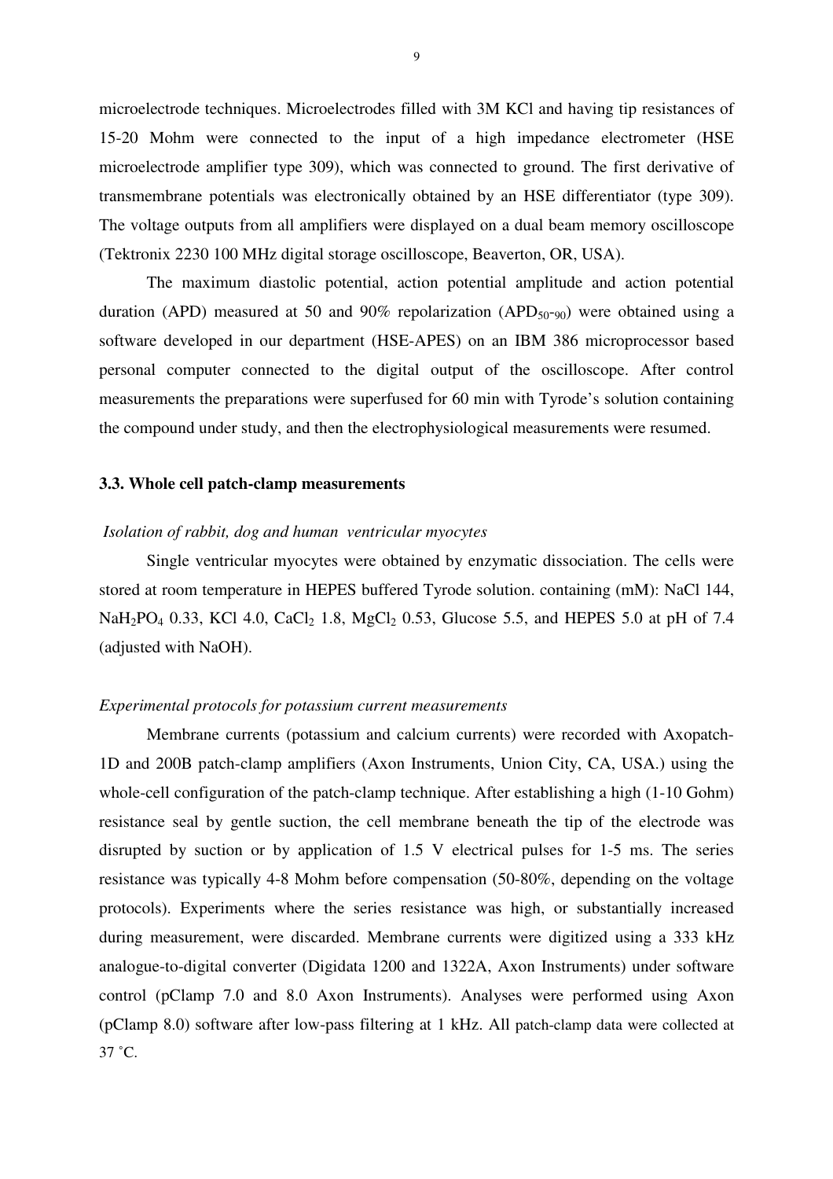microelectrode techniques. Microelectrodes filled with 3M KCl and having tip resistances of 15-20 Mohm were connected to the input of a high impedance electrometer (HSE microelectrode amplifier type 309), which was connected to ground. The first derivative of transmembrane potentials was electronically obtained by an HSE differentiator (type 309). The voltage outputs from all amplifiers were displayed on a dual beam memory oscilloscope (Tektronix 2230 100 MHz digital storage oscilloscope, Beaverton, OR, USA).

The maximum diastolic potential, action potential amplitude and action potential duration (APD) measured at 50 and 90% repolarization ($APD_{50}$-$_{90}$) were obtained using a software developed in our department (HSE-APES) on an IBM 386 microprocessor based personal computer connected to the digital output of the oscilloscope. After control measurements the preparations were superfused for 60 min with Tyrode's solution containing the compound under study, and then the electrophysiological measurements were resumed.

### 3.3. Whole cell patch-clamp measurements

*Isolation of rabbit, dog and human ventricular myocytes*

Single ventricular myocytes were obtained by enzymatic dissociation. The cells were stored at room temperature in HEPES buffered Tyrode solution. containing (mM): NaCl 144, $NaH_2PO_4$ 0.33, KCl 4.0, $CaCl_2$ 1.8, $MgCl_2$ 0.53, Glucose 5.5, and HEPES 5.0 at pH of 7.4 (adjusted with NaOH).

*Experimental protocols for potassium current measurements*

Membrane currents (potassium and calcium currents) were recorded with Axopatch-1D and 200B patch-clamp amplifiers (Axon Instruments, Union City, CA, USA.) using the whole-cell configuration of the patch-clamp technique. After establishing a high (1-10 Gohm) resistance seal by gentle suction, the cell membrane beneath the tip of the electrode was disrupted by suction or by application of 1.5 V electrical pulses for 1-5 ms. The series resistance was typically 4-8 Mohm before compensation (50-80%, depending on the voltage protocols). Experiments where the series resistance was high, or substantially increased during measurement, were discarded. Membrane currents were digitized using a 333 kHz analogue-to-digital converter (Digidata 1200 and 1322A, Axon Instruments) under software control (pClamp 7.0 and 8.0 Axon Instruments). Analyses were performed using Axon (pClamp 8.0) software after low-pass filtering at 1 kHz. All patch-clamp data were collected at 37 °C.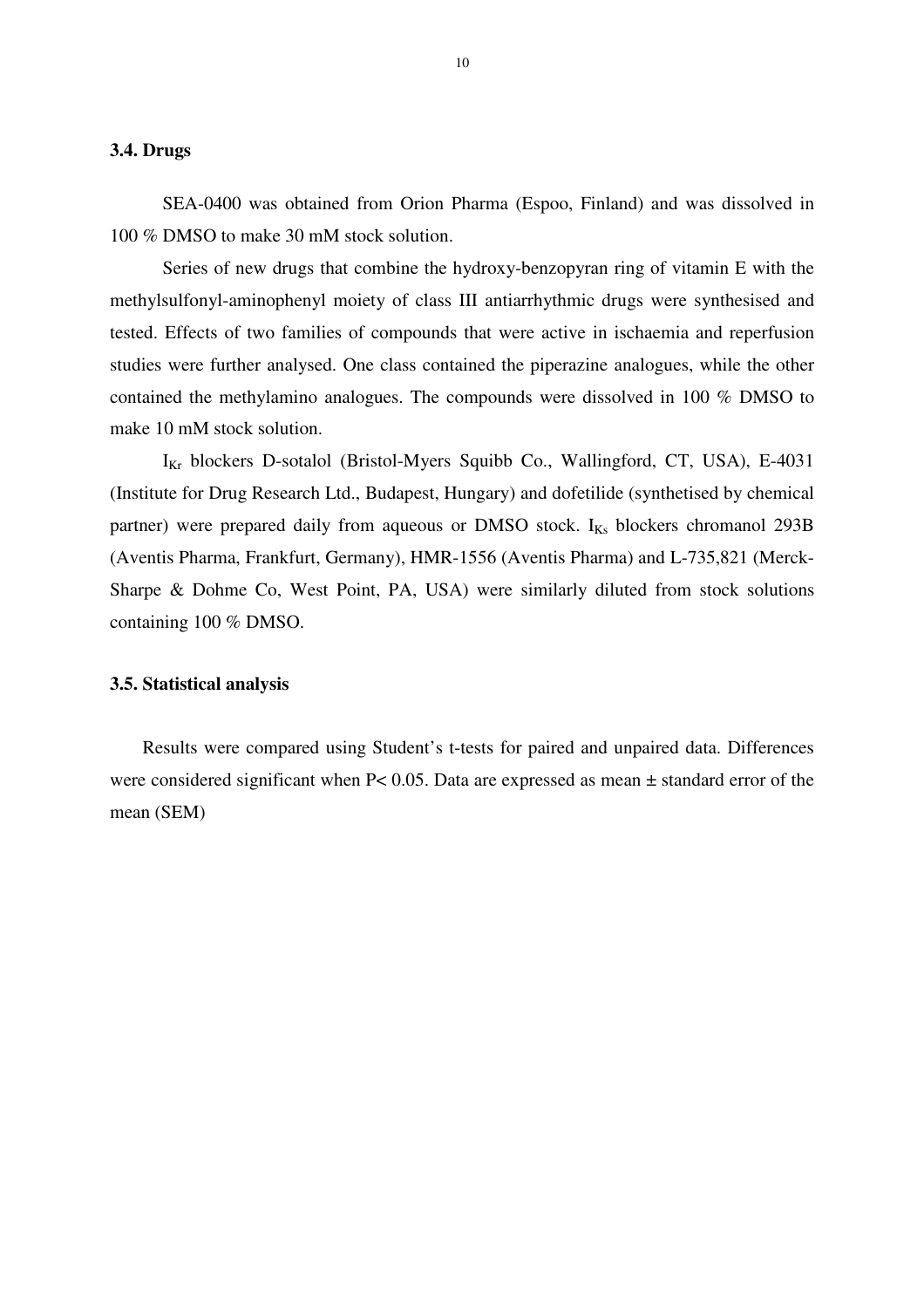### 3.4. Drugs

SEA-0400 was obtained from Orion Pharma (Espoo, Finland) and was dissolved in 100 % DMSO to make 30 mM stock solution.

Series of new drugs that combine the hydroxy-benzopyran ring of vitamin E with the methylsulfonyl-aminophenyl moiety of class III antiarrhythmic drugs were synthesised and tested. Effects of two families of compounds that were active in ischaemia and reperfusion studies were further analysed. One class contained the piperazine analogues, while the other contained the methylamino analogues. The compounds were dissolved in 100 % DMSO to make 10 mM stock solution.

$I_{Kr}$ blockers D-sotalol (Bristol-Myers Squibb Co., Wallingford, CT, USA), E-4031 (Institute for Drug Research Ltd., Budapest, Hungary) and dofetilide (synthetised by chemical partner) were prepared daily from aqueous or DMSO stock. $I_{Ks}$ blockers chromanol 293B (Aventis Pharma, Frankfurt, Germany), HMR-1556 (Aventis Pharma) and L-735,821 (Merck-Sharpe & Dohme Co, West Point, PA, USA) were similarly diluted from stock solutions containing 100 % DMSO.

### 3.5. Statistical analysis

Results were compared using Student's t-tests for paired and unpaired data. Differences were considered significant when $P< 0.05$. Data are expressed as mean ± standard error of the mean (SEM)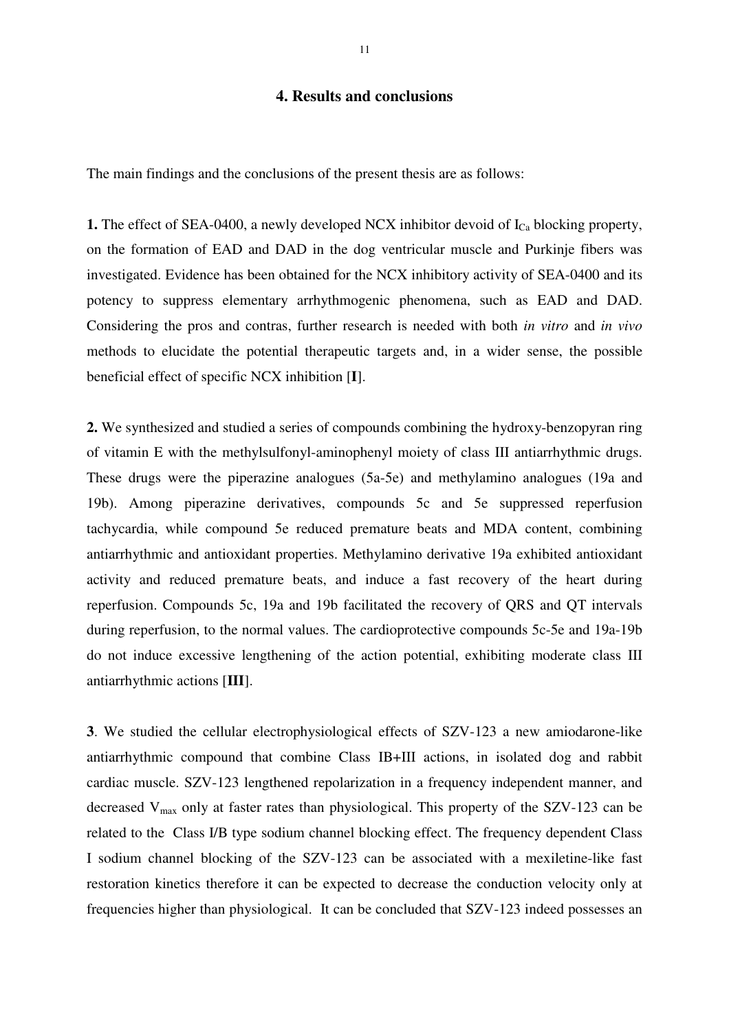## 4. Results and conclusions

The main findings and the conclusions of the present thesis are as follows:

**1.** The effect of SEA-0400, a newly developed NCX inhibitor devoid of $I_{Ca}$ blocking property, on the formation of EAD and DAD in the dog ventricular muscle and Purkinje fibers was investigated. Evidence has been obtained for the NCX inhibitory activity of SEA-0400 and its potency to suppress elementary arrhythmogenic phenomena, such as EAD and DAD. Considering the pros and contras, further research is needed with both *in vitro* and *in vivo* methods to elucidate the potential therapeutic targets and, in a wider sense, the possible beneficial effect of specific NCX inhibition [**I**].

**2.** We synthesized and studied a series of compounds combining the hydroxy-benzopyran ring of vitamin E with the methylsulfonyl-aminophenyl moiety of class III antiarrhythmic drugs. These drugs were the piperazine analogues (5a-5e) and methylamino analogues (19a and 19b). Among piperazine derivatives, compounds 5c and 5e suppressed reperfusion tachycardia, while compound 5e reduced premature beats and MDA content, combining antiarrhythmic and antioxidant properties. Methylamino derivative 19a exhibited antioxidant activity and reduced premature beats, and induce a fast recovery of the heart during reperfusion. Compounds 5c, 19a and 19b facilitated the recovery of QRS and QT intervals during reperfusion, to the normal values. The cardioprotective compounds 5c-5e and 19a-19b do not induce excessive lengthening of the action potential, exhibiting moderate class III antiarrhythmic actions [**III**].

**3**. We studied the cellular electrophysiological effects of SZV-123 a new amiodarone-like antiarrhythmic compound that combine Class IB+III actions, in isolated dog and rabbit cardiac muscle. SZV-123 lengthened repolarization in a frequency independent manner, and decreased $V_{max}$ only at faster rates than physiological. This property of the SZV-123 can be related to the Class I/B type sodium channel blocking effect. The frequency dependent Class I sodium channel blocking of the SZV-123 can be associated with a mexiletine-like fast restoration kinetics therefore it can be expected to decrease the conduction velocity only at frequencies higher than physiological. It can be concluded that SZV-123 indeed possesses an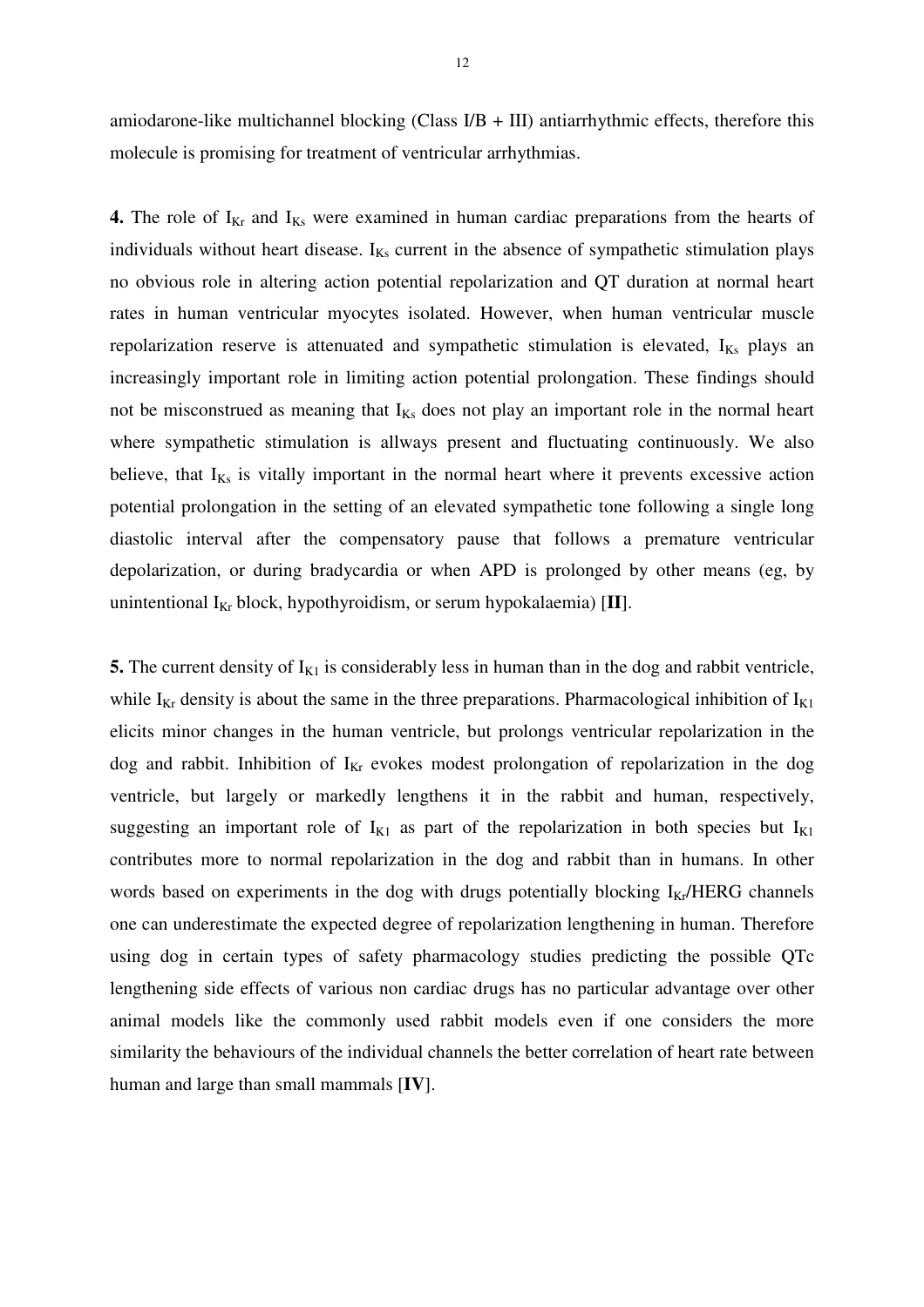amiodarone-like multichannel blocking (Class I/B + III) antiarrhythmic effects, therefore this molecule is promising for treatment of ventricular arrhythmias.

**4.** The role of $I_{Kr}$ and $I_{Ks}$ were examined in human cardiac preparations from the hearts of individuals without heart disease. $I_{Ks}$ current in the absence of sympathetic stimulation plays no obvious role in altering action potential repolarization and QT duration at normal heart rates in human ventricular myocytes isolated. However, when human ventricular muscle repolarization reserve is attenuated and sympathetic stimulation is elevated, $I_{Ks}$ plays an increasingly important role in limiting action potential prolongation. These findings should not be misconstrued as meaning that $I_{Ks}$ does not play an important role in the normal heart where sympathetic stimulation is allways present and fluctuating continuously. We also believe, that $I_{Ks}$ is vitally important in the normal heart where it prevents excessive action potential prolongation in the setting of an elevated sympathetic tone following a single long diastolic interval after the compensatory pause that follows a premature ventricular depolarization, or during bradycardia or when APD is prolonged by other means (eg, by unintentional $I_{Kr}$ block, hypothyroidism, or serum hypokalaemia) [**II**].

**5.** The current density of $I_{K1}$ is considerably less in human than in the dog and rabbit ventricle, while $I_{Kr}$ density is about the same in the three preparations. Pharmacological inhibition of $I_{K1}$ elicits minor changes in the human ventricle, but prolongs ventricular repolarization in the dog and rabbit. Inhibition of $I_{Kr}$ evokes modest prolongation of repolarization in the dog ventricle, but largely or markedly lengthens it in the rabbit and human, respectively, suggesting an important role of $I_{K1}$ as part of the repolarization in both species but $I_{K1}$ contributes more to normal repolarization in the dog and rabbit than in humans. In other words based on experiments in the dog with drugs potentially blocking $I_{Kr}$/HERG channels one can underestimate the expected degree of repolarization lengthening in human. Therefore using dog in certain types of safety pharmacology studies predicting the possible QTc lengthening side effects of various non cardiac drugs has no particular advantage over other animal models like the commonly used rabbit models even if one considers the more similarity the behaviours of the individual channels the better correlation of heart rate between human and large than small mammals [**IV**].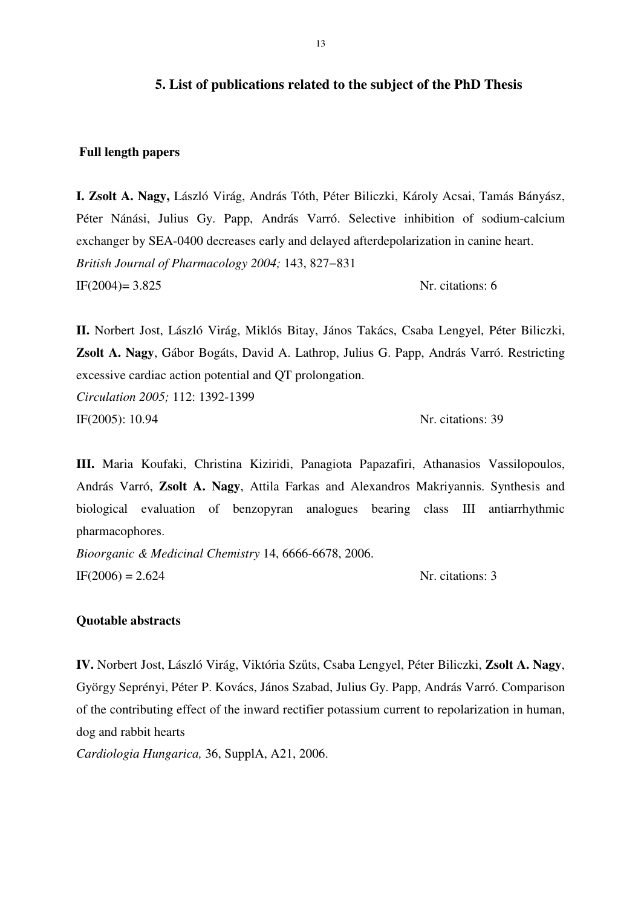## 5. List of publications related to the subject of the PhD Thesis

### Full length papers

**I. Zsolt A. Nagy,** László Virág, András Tóth, Péter Biliczki, Károly Acsai, Tamás Bányász, Péter Nánási, Julius Gy. Papp, András Varró. Selective inhibition of sodium-calcium exchanger by SEA-0400 decreases early and delayed afterdepolarization in canine heart.
*British Journal of Pharmacology 2004;* 143, 827–831
IF(2004)= 3.825 Nr. citations: 6

**II.** Norbert Jost, László Virág, Miklós Bitay, János Takács, Csaba Lengyel, Péter Biliczki, **Zsolt A. Nagy**, Gábor Bogáts, David A. Lathrop, Julius G. Papp, András Varró. Restricting excessive cardiac action potential and QT prolongation.
*Circulation 2005;* 112: 1392-1399
IF(2005): 10.94 Nr. citations: 39

**III.** Maria Koufaki, Christina Kiziridi, Panagiota Papazafiri, Athanasios Vassilopoulos, András Varró, **Zsolt A. Nagy**, Attila Farkas and Alexandros Makriyannis. Synthesis and biological evaluation of benzopyran analogues bearing class III antiarrhythmic pharmacophores.
*Bioorganic & Medicinal Chemistry* 14, 6666-6678, 2006.
IF(2006) = 2.624 Nr. citations: 3

### Quotable abstracts

**IV.** Norbert Jost, László Virág, Viktória Szűts, Csaba Lengyel, Péter Biliczki, **Zsolt A. Nagy**, György Seprényi, Péter P. Kovács, János Szabad, Julius Gy. Papp, András Varró. Comparison of the contributing effect of the inward rectifier potassium current to repolarization in human, dog and rabbit hearts
*Cardiologia Hungarica,* 36, SupplA, A21, 2006.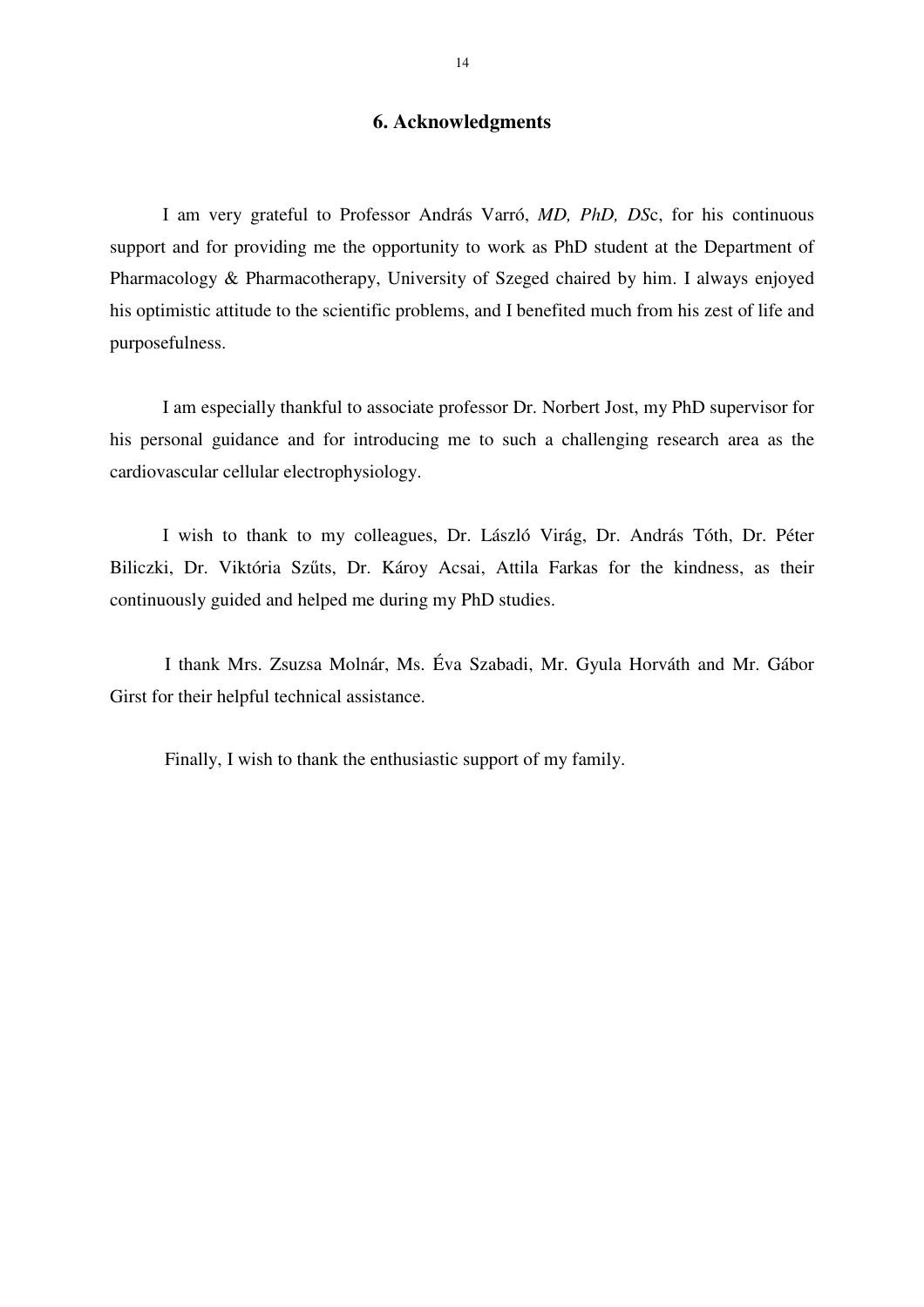## 6. Acknowledgments

I am very grateful to Professor András Varró, *MD, PhD, DS*c, for his continuous support and for providing me the opportunity to work as PhD student at the Department of Pharmacology & Pharmacotherapy, University of Szeged chaired by him. I always enjoyed his optimistic attitude to the scientific problems, and I benefited much from his zest of life and purposefulness.

I am especially thankful to associate professor Dr. Norbert Jost, my PhD supervisor for his personal guidance and for introducing me to such a challenging research area as the cardiovascular cellular electrophysiology.

I wish to thank to my colleagues, Dr. László Virág, Dr. András Tóth, Dr. Péter Biliczki, Dr. Viktória Szűts, Dr. Károy Acsai, Attila Farkas for the kindness, as their continuously guided and helped me during my PhD studies.

I thank Mrs. Zsuzsa Molnár, Ms. Éva Szabadi, Mr. Gyula Horváth and Mr. Gábor Girst for their helpful technical assistance.

Finally, I wish to thank the enthusiastic support of my family.